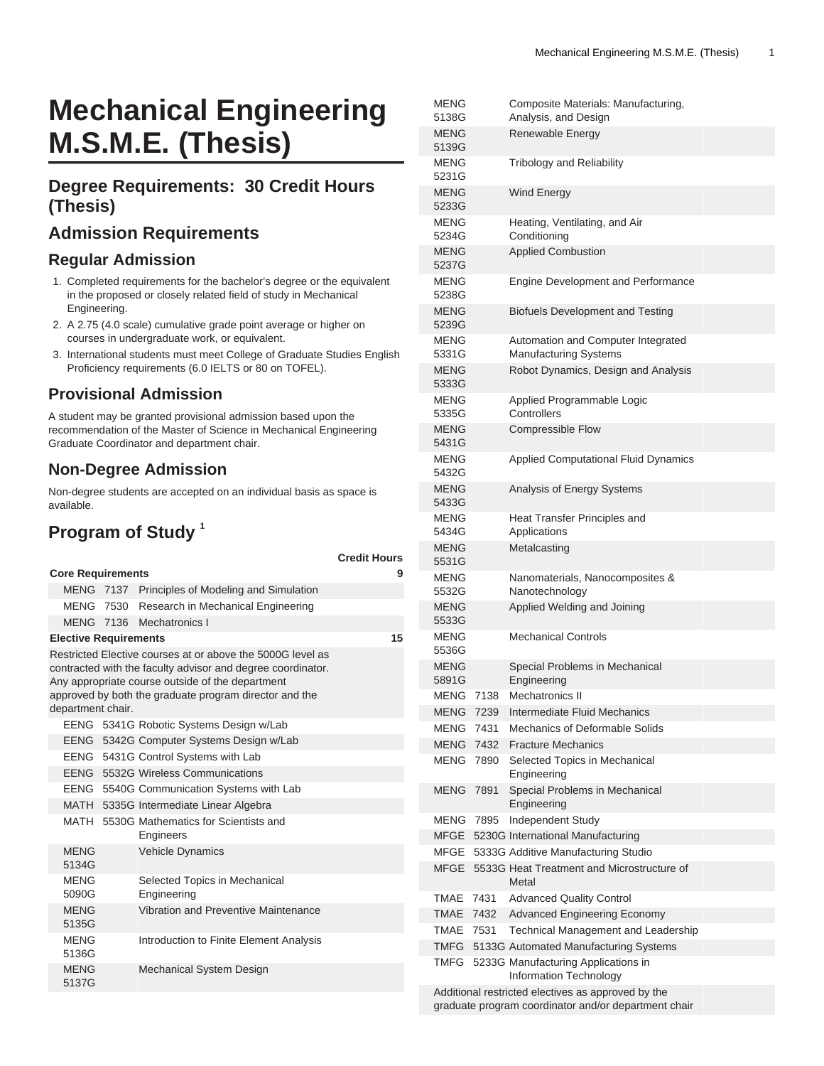# Mechanical Engineering M.S.M.E. (Thesis)

## Degree Requirements: 30 Credit Hours (Thesis)

## Admission Requirements

### Regular Admission

1. Completed requirements for the bachelor's degree or the equivalent in the proposed or closely related field of study in Mechanical Engineering.
2. A 2.75 (4.0 scale) cumulative grade point average or higher on courses in undergraduate work, or equivalent.
3. International students must meet College of Graduate Studies English Proficiency requirements (6.0 IELTS or 80 on TOFEL).

### Provisional Admission

A student may be granted provisional admission based upon the recommendation of the Master of Science in Mechanical Engineering Graduate Coordinator and department chair.

### Non-Degree Admission

Non-degree students are accepted on an individual basis as space is available.

## Program of Study [1]

| | | Credit Hours |
|---|---|---|
| **Core Requirements** | | **9** |
| MENG 7137 | Principles of Modeling and Simulation | |
| MENG 7530 | Research in Mechanical Engineering | |
| MENG 7136 | Mechatronics I | |
| **Elective Requirements** | | **15** |
| Restricted Elective courses at or above the 5000G level as contracted with the faculty advisor and degree coordinator. Any appropriate course outside of the department approved by both the graduate program director and the department chair. | | |
| EENG 5341G | Robotic Systems Design w/Lab | |
| EENG 5342G | Computer Systems Design w/Lab | |
| EENG 5431G | Control Systems with Lab | |
| EENG 5532G | Wireless Communications | |
| EENG 5540G | Communication Systems with Lab | |
| MATH 5335G | Intermediate Linear Algebra | |
| MATH 5530G | Mathematics for Scientists and Engineers | |
| MENG 5134G | Vehicle Dynamics | |
| MENG 5090G | Selected Topics in Mechanical Engineering | |
| MENG 5135G | Vibration and Preventive Maintenance | |
| MENG 5136G | Introduction to Finite Element Analysis | |
| MENG 5137G | Mechanical System Design | |
| MENG 5138G | Composite Materials: Manufacturing, Analysis, and Design | |
| MENG 5139G | Renewable Energy | |
| MENG 5231G | Tribology and Reliability | |
| MENG 5233G | Wind Energy | |
| MENG 5234G | Heating, Ventilating, and Air Conditioning | |
| MENG 5237G | Applied Combustion | |
| MENG 5238G | Engine Development and Performance | |
| MENG 5239G | Biofuels Development and Testing | |
| MENG 5331G | Automation and Computer Integrated Manufacturing Systems | |
| MENG 5333G | Robot Dynamics, Design and Analysis | |
| MENG 5335G | Applied Programmable Logic Controllers | |
| MENG 5431G | Compressible Flow | |
| MENG 5432G | Applied Computational Fluid Dynamics | |
| MENG 5433G | Analysis of Energy Systems | |
| MENG 5434G | Heat Transfer Principles and Applications | |
| MENG 5531G | Metalcasting | |
| MENG 5532G | Nanomaterials, Nanocomposites & Nanotechnology | |
| MENG 5533G | Applied Welding and Joining | |
| MENG 5536G | Mechanical Controls | |
| MENG 5891G | Special Problems in Mechanical Engineering | |
| MENG 7138 | Mechatronics II | |
| MENG 7239 | Intermediate Fluid Mechanics | |
| MENG 7431 | Mechanics of Deformable Solids | |
| MENG 7432 | Fracture Mechanics | |
| MENG 7890 | Selected Topics in Mechanical Engineering | |
| MENG 7891 | Special Problems in Mechanical Engineering | |
| MENG 7895 | Independent Study | |
| MFGE 5230G | International Manufacturing | |
| MFGE 5333G | Additive Manufacturing Studio | |
| MFGE 5533G | Heat Treatment and Microstructure of Metal | |
| TMAE 7431 | Advanced Quality Control | |
| TMAE 7432 | Advanced Engineering Economy | |
| TMAE 7531 | Technical Management and Leadership | |
| TMFG 5133G | Automated Manufacturing Systems | |
| TMFG 5233G | Manufacturing Applications in Information Technology | |
| Additional restricted electives as approved by the graduate program coordinator and/or department chair | | |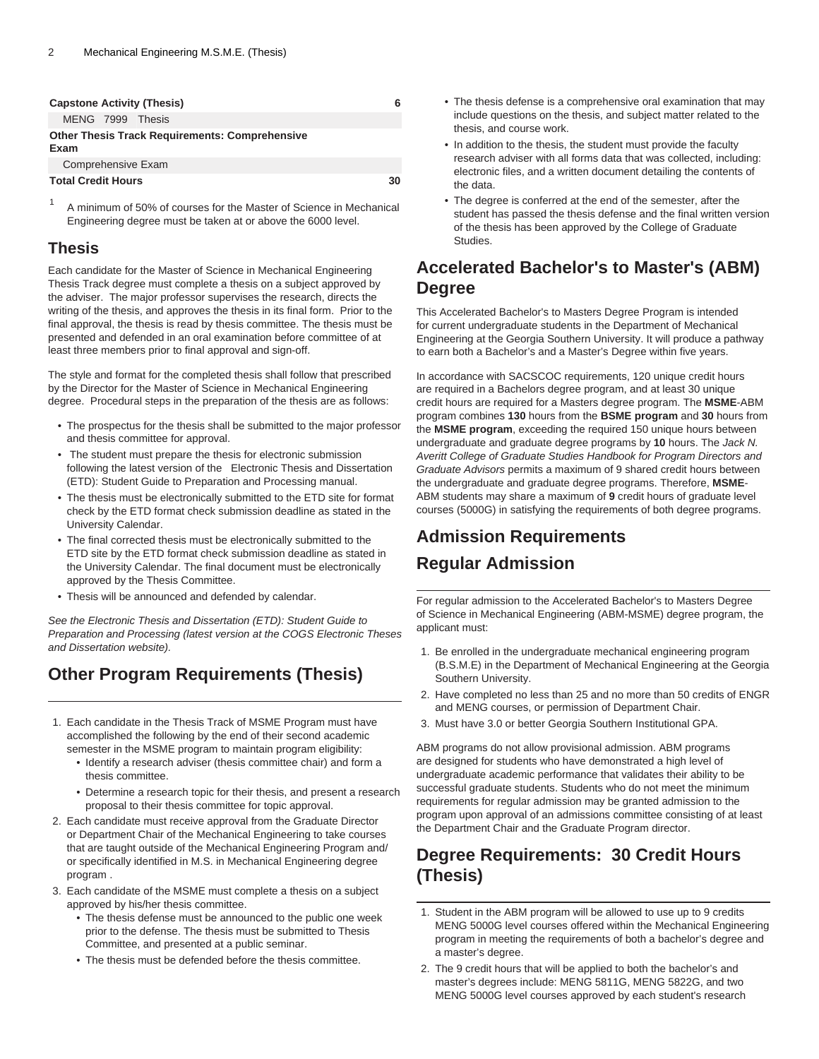| Capstone Activity (Thesis) | 6 |
|---|---|
| MENG 7999 Thesis | |
| **Other Thesis Track Requirements: Comprehensive Exam** | |
| Comprehensive Exam | |
| **Total Credit Hours** | **30** |

[1] A minimum of 50% of courses for the Master of Science in Mechanical Engineering degree must be taken at or above the 6000 level.

## Thesis

Each candidate for the Master of Science in Mechanical Engineering Thesis Track degree must complete a thesis on a subject approved by the adviser. The major professor supervises the research, directs the writing of the thesis, and approves the thesis in its final form. Prior to the final approval, the thesis is read by thesis committee. The thesis must be presented and defended in an oral examination before committee of at least three members prior to final approval and sign-off.

The style and format for the completed thesis shall follow that prescribed by the Director for the Master of Science in Mechanical Engineering degree. Procedural steps in the preparation of the thesis are as follows:

- The prospectus for the thesis shall be submitted to the major professor and thesis committee for approval.
- The student must prepare the thesis for electronic submission following the latest version of the Electronic Thesis and Dissertation (ETD): Student Guide to Preparation and Processing manual.
- The thesis must be electronically submitted to the ETD site for format check by the ETD format check submission deadline as stated in the University Calendar.
- The final corrected thesis must be electronically submitted to the ETD site by the ETD format check submission deadline as stated in the University Calendar. The final document must be electronically approved by the Thesis Committee.
- Thesis will be announced and defended by calendar.

*See the Electronic Thesis and Dissertation (ETD): Student Guide to Preparation and Processing (latest version at the COGS Electronic Theses and Dissertation website).*

## Other Program Requirements (Thesis)

1. Each candidate in the Thesis Track of MSME Program must have accomplished the following by the end of their second academic semester in the MSME program to maintain program eligibility:
   - Identify a research adviser (thesis committee chair) and form a thesis committee.
   - Determine a research topic for their thesis, and present a research proposal to their thesis committee for topic approval.
2. Each candidate must receive approval from the Graduate Director or Department Chair of the Mechanical Engineering to take courses that are taught outside of the Mechanical Engineering Program and/or specifically identified in M.S. in Mechanical Engineering degree program .
3. Each candidate of the MSME must complete a thesis on a subject approved by his/her thesis committee.
   - The thesis defense must be announced to the public one week prior to the defense. The thesis must be submitted to Thesis Committee, and presented at a public seminar.
   - The thesis must be defended before the thesis committee.
   - The thesis defense is a comprehensive oral examination that may include questions on the thesis, and subject matter related to the thesis, and course work.
   - In addition to the thesis, the student must provide the faculty research adviser with all forms data that was collected, including: electronic files, and a written document detailing the contents of the data.
   - The degree is conferred at the end of the semester, after the student has passed the thesis defense and the final written version of the thesis has been approved by the College of Graduate Studies.

## Accelerated Bachelor's to Master's (ABM) Degree

This Accelerated Bachelor's to Masters Degree Program is intended for current undergraduate students in the Department of Mechanical Engineering at the Georgia Southern University. It will produce a pathway to earn both a Bachelor's and a Master's Degree within five years.

In accordance with SACSCOC requirements, 120 unique credit hours are required in a Bachelors degree program, and at least 30 unique credit hours are required for a Masters degree program. The **MSME**-ABM program combines **130** hours from the **BSME program** and **30** hours from the **MSME program**, exceeding the required 150 unique hours between undergraduate and graduate degree programs by **10** hours. The *Jack N. Averitt College of Graduate Studies Handbook for Program Directors and Graduate Advisors* permits a maximum of 9 shared credit hours between the undergraduate and graduate degree programs. Therefore, **MSME**-ABM students may share a maximum of **9** credit hours of graduate level courses (5000G) in satisfying the requirements of both degree programs.

## Admission Requirements

## Regular Admission

For regular admission to the Accelerated Bachelor's to Masters Degree of Science in Mechanical Engineering (ABM-MSME) degree program, the applicant must:

1. Be enrolled in the undergraduate mechanical engineering program (B.S.M.E) in the Department of Mechanical Engineering at the Georgia Southern University.
2. Have completed no less than 25 and no more than 50 credits of ENGR and MENG courses, or permission of Department Chair.
3. Must have 3.0 or better Georgia Southern Institutional GPA.

ABM programs do not allow provisional admission. ABM programs are designed for students who have demonstrated a high level of undergraduate academic performance that validates their ability to be successful graduate students. Students who do not meet the minimum requirements for regular admission may be granted admission to the program upon approval of an admissions committee consisting of at least the Department Chair and the Graduate Program director.

## Degree Requirements: 30 Credit Hours (Thesis)

1. Student in the ABM program will be allowed to use up to 9 credits MENG 5000G level courses offered within the Mechanical Engineering program in meeting the requirements of both a bachelor's degree and a master's degree.
2. The 9 credit hours that will be applied to both the bachelor's and master's degrees include: MENG 5811G, MENG 5822G, and two MENG 5000G level courses approved by each student's research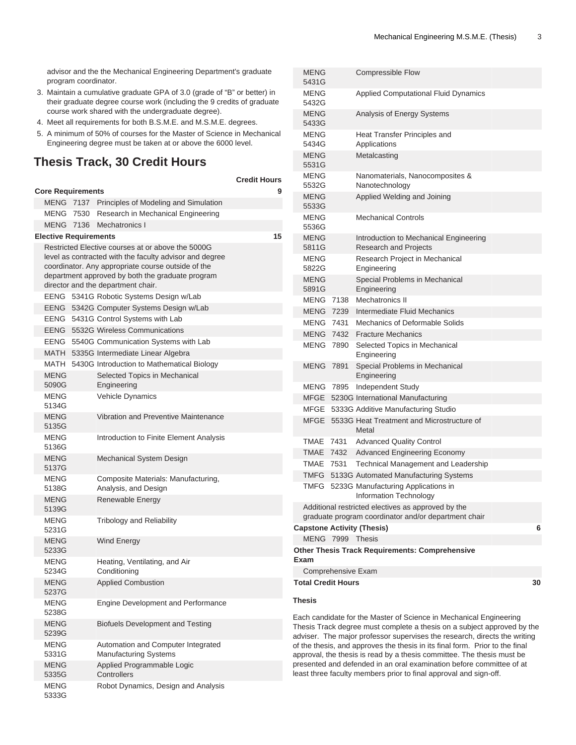advisor and the the Mechanical Engineering Department's graduate program coordinator.

3. Maintain a cumulative graduate GPA of 3.0 (grade of "B" or better) in their graduate degree course work (including the 9 credits of graduate course work shared with the undergraduate degree).
4. Meet all requirements for both B.S.M.E. and M.S.M.E. degrees.
5. A minimum of 50% of courses for the Master of Science in Mechanical Engineering degree must be taken at or above the 6000 level.

## Thesis Track, 30 Credit Hours

| | | Credit Hours |
|---|---|---|
| **Core Requirements** | | **9** |
| MENG 7137 | Principles of Modeling and Simulation | |
| MENG 7530 | Research in Mechanical Engineering | |
| MENG 7136 | Mechatronics I | |
| **Elective Requirements** | | **15** |
| Restricted Elective courses at or above the 5000G level as contracted with the faculty advisor and degree coordinator. Any appropriate course outside of the department approved by both the graduate program director and the department chair. | | |
| EENG 5341G | Robotic Systems Design w/Lab | |
| EENG 5342G | Computer Systems Design w/Lab | |
| EENG 5431G | Control Systems with Lab | |
| EENG 5532G | Wireless Communications | |
| EENG 5540G | Communication Systems with Lab | |
| MATH 5335G | Intermediate Linear Algebra | |
| MATH 5430G | Introduction to Mathematical Biology | |
| MENG 5090G | Selected Topics in Mechanical Engineering | |
| MENG 5134G | Vehicle Dynamics | |
| MENG 5135G | Vibration and Preventive Maintenance | |
| MENG 5136G | Introduction to Finite Element Analysis | |
| MENG 5137G | Mechanical System Design | |
| MENG 5138G | Composite Materials: Manufacturing, Analysis, and Design | |
| MENG 5139G | Renewable Energy | |
| MENG 5231G | Tribology and Reliability | |
| MENG 5233G | Wind Energy | |
| MENG 5234G | Heating, Ventilating, and Air Conditioning | |
| MENG 5237G | Applied Combustion | |
| MENG 5238G | Engine Development and Performance | |
| MENG 5239G | Biofuels Development and Testing | |
| MENG 5331G | Automation and Computer Integrated Manufacturing Systems | |
| MENG 5335G | Applied Programmable Logic Controllers | |
| MENG 5333G | Robot Dynamics, Design and Analysis | |
| MENG 5431G | Compressible Flow | |
| MENG 5432G | Applied Computational Fluid Dynamics | |
| MENG 5433G | Analysis of Energy Systems | |
| MENG 5434G | Heat Transfer Principles and Applications | |
| MENG 5531G | Metalcasting | |
| MENG 5532G | Nanomaterials, Nanocomposites & Nanotechnology | |
| MENG 5533G | Applied Welding and Joining | |
| MENG 5536G | Mechanical Controls | |
| MENG 5811G | Introduction to Mechanical Engineering Research and Projects | |
| MENG 5822G | Research Project in Mechanical Engineering | |
| MENG 5891G | Special Problems in Mechanical Engineering | |
| MENG 7138 | Mechatronics II | |
| MENG 7239 | Intermediate Fluid Mechanics | |
| MENG 7431 | Mechanics of Deformable Solids | |
| MENG 7432 | Fracture Mechanics | |
| MENG 7890 | Selected Topics in Mechanical Engineering | |
| MENG 7891 | Special Problems in Mechanical Engineering | |
| MENG 7895 | Independent Study | |
| MFGE 5230G | International Manufacturing | |
| MFGE 5333G | Additive Manufacturing Studio | |
| MFGE 5533G | Heat Treatment and Microstructure of Metal | |
| TMAE 7431 | Advanced Quality Control | |
| TMAE 7432 | Advanced Engineering Economy | |
| TMAE 7531 | Technical Management and Leadership | |
| TMFG 5133G | Automated Manufacturing Systems | |
| TMFG 5233G | Manufacturing Applications in Information Technology | |
| Additional restricted electives as approved by the graduate program coordinator and/or department chair | | |
| **Capstone Activity (Thesis)** | | **6** |
| MENG 7999 | Thesis | |
| **Other Thesis Track Requirements: Comprehensive Exam** | | |
| Comprehensive Exam | | |
| **Total Credit Hours** | | **30** |

### Thesis

Each candidate for the Master of Science in Mechanical Engineering Thesis Track degree must complete a thesis on a subject approved by the adviser. The major professor supervises the research, directs the writing of the thesis, and approves the thesis in its final form. Prior to the final approval, the thesis is read by a thesis committee. The thesis must be presented and defended in an oral examination before committee of at least three faculty members prior to final approval and sign-off.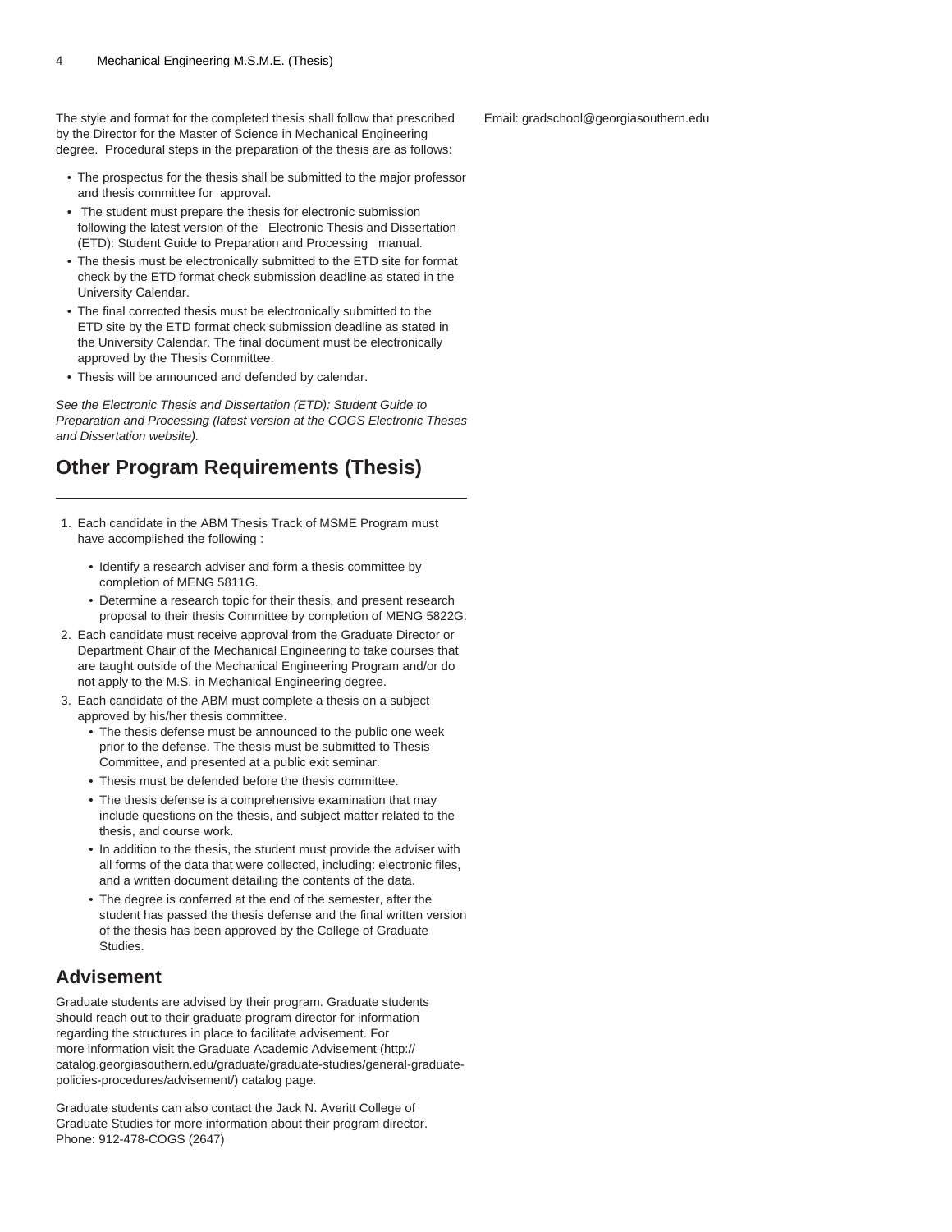The style and format for the completed thesis shall follow that prescribed by the Director for the Master of Science in Mechanical Engineering degree. Procedural steps in the preparation of the thesis are as follows:

- The prospectus for the thesis shall be submitted to the major professor and thesis committee for approval.
- The student must prepare the thesis for electronic submission following the latest version of the Electronic Thesis and Dissertation (ETD): Student Guide to Preparation and Processing manual.
- The thesis must be electronically submitted to the ETD site for format check by the ETD format check submission deadline as stated in the University Calendar.
- The final corrected thesis must be electronically submitted to the ETD site by the ETD format check submission deadline as stated in the University Calendar. The final document must be electronically approved by the Thesis Committee.
- Thesis will be announced and defended by calendar.

*See the Electronic Thesis and Dissertation (ETD): Student Guide to Preparation and Processing (latest version at the COGS Electronic Theses and Dissertation website).*

## Other Program Requirements (Thesis)

1. Each candidate in the ABM Thesis Track of MSME Program must have accomplished the following :
   - Identify a research adviser and form a thesis committee by completion of MENG 5811G.
   - Determine a research topic for their thesis, and present research proposal to their thesis Committee by completion of MENG 5822G.
2. Each candidate must receive approval from the Graduate Director or Department Chair of the Mechanical Engineering to take courses that are taught outside of the Mechanical Engineering Program and/or do not apply to the M.S. in Mechanical Engineering degree.
3. Each candidate of the ABM must complete a thesis on a subject approved by his/her thesis committee.
   - The thesis defense must be announced to the public one week prior to the defense. The thesis must be submitted to Thesis Committee, and presented at a public exit seminar.
   - Thesis must be defended before the thesis committee.
   - The thesis defense is a comprehensive examination that may include questions on the thesis, and subject matter related to the thesis, and course work.
   - In addition to the thesis, the student must provide the adviser with all forms of the data that were collected, including: electronic files, and a written document detailing the contents of the data.
   - The degree is conferred at the end of the semester, after the student has passed the thesis defense and the final written version of the thesis has been approved by the College of Graduate Studies.

## Advisement

Graduate students are advised by their program. Graduate students should reach out to their graduate program director for information regarding the structures in place to facilitate advisement. For more information visit the Graduate Academic Advisement (http://catalog.georgiasouthern.edu/graduate/graduate-studies/general-graduate-policies-procedures/advisement/) catalog page.

Graduate students can also contact the Jack N. Averitt College of Graduate Studies for more information about their program director.
Phone: 912-478-COGS (2647)
Email: gradschool@georgiasouthern.edu